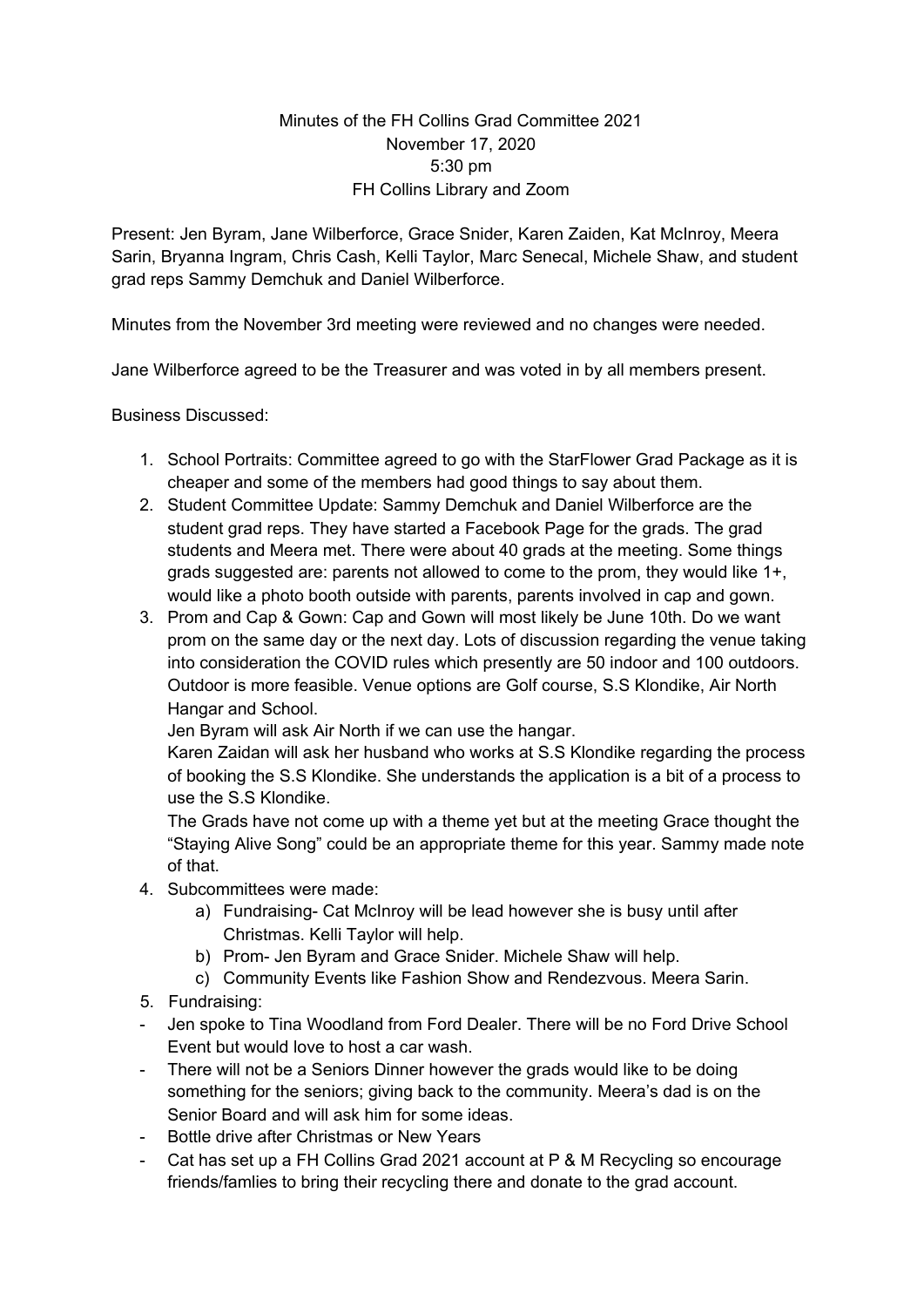Minutes of the FH Collins Grad Committee 2021
November 17, 2020
5:30 pm
FH Collins Library and Zoom

Present: Jen Byram, Jane Wilberforce, Grace Snider, Karen Zaiden, Kat McInroy, Meera Sarin, Bryanna Ingram, Chris Cash, Kelli Taylor, Marc Senecal, Michele Shaw, and student grad reps Sammy Demchuk and Daniel Wilberforce.

Minutes from the November 3rd meeting were reviewed and no changes were needed.

Jane Wilberforce agreed to be the Treasurer and was voted in by all members present.

Business Discussed:

1. School Portraits: Committee agreed to go with the StarFlower Grad Package as it is cheaper and some of the members had good things to say about them.
2. Student Committee Update: Sammy Demchuk and Daniel Wilberforce are the student grad reps. They have started a Facebook Page for the grads. The grad students and Meera met. There were about 40 grads at the meeting. Some things grads suggested are: parents not allowed to come to the prom, they would like 1+, would like a photo booth outside with parents, parents involved in cap and gown.
3. Prom and Cap & Gown: Cap and Gown will most likely be June 10th. Do we want prom on the same day or the next day. Lots of discussion regarding the venue taking into consideration the COVID rules which presently are 50 indoor and 100 outdoors. Outdoor is more feasible. Venue options are Golf course, S.S Klondike, Air North Hangar and School.

   Jen Byram will ask Air North if we can use the hangar.

   Karen Zaidan will ask her husband who works at S.S Klondike regarding the process of booking the S.S Klondike. She understands the application is a bit of a process to use the S.S Klondike.

   The Grads have not come up with a theme yet but at the meeting Grace thought the "Staying Alive Song" could be an appropriate theme for this year. Sammy made note of that.
4. Subcommittees were made:
   a) Fundraising- Cat McInroy will be lead however she is busy until after Christmas. Kelli Taylor will help.
   b) Prom- Jen Byram and Grace Snider. Michele Shaw will help.
   c) Community Events like Fashion Show and Rendezvous. Meera Sarin.
5. Fundraising:

- Jen spoke to Tina Woodland from Ford Dealer. There will be no Ford Drive School Event but would love to host a car wash.
- There will not be a Seniors Dinner however the grads would like to be doing something for the seniors; giving back to the community. Meera's dad is on the Senior Board and will ask him for some ideas.
- Bottle drive after Christmas or New Years
- Cat has set up a FH Collins Grad 2021 account at P & M Recycling so encourage friends/famlies to bring their recycling there and donate to the grad account.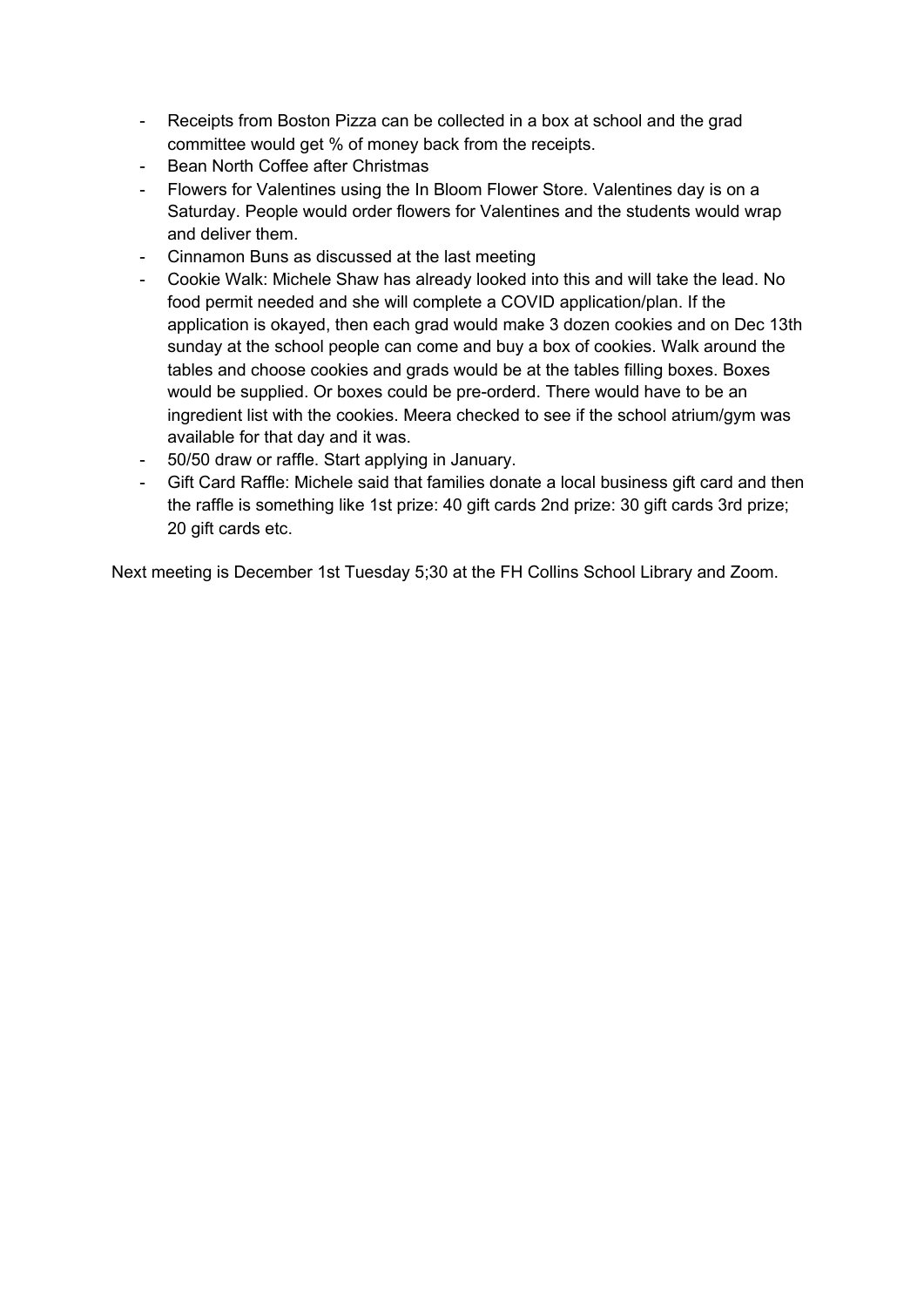- Receipts from Boston Pizza can be collected in a box at school and the grad committee would get % of money back from the receipts.
- Bean North Coffee after Christmas
- Flowers for Valentines using the In Bloom Flower Store. Valentines day is on a Saturday. People would order flowers for Valentines and the students would wrap and deliver them.
- Cinnamon Buns as discussed at the last meeting
- Cookie Walk: Michele Shaw has already looked into this and will take the lead. No food permit needed and she will complete a COVID application/plan. If the application is okayed, then each grad would make 3 dozen cookies and on Dec 13th sunday at the school people can come and buy a box of cookies. Walk around the tables and choose cookies and grads would be at the tables filling boxes. Boxes would be supplied. Or boxes could be pre-orderd. There would have to be an ingredient list with the cookies. Meera checked to see if the school atrium/gym was available for that day and it was.
- 50/50 draw or raffle. Start applying in January.
- Gift Card Raffle: Michele said that families donate a local business gift card and then the raffle is something like 1st prize: 40 gift cards 2nd prize: 30 gift cards 3rd prize; 20 gift cards etc.

Next meeting is December 1st Tuesday 5;30 at the FH Collins School Library and Zoom.